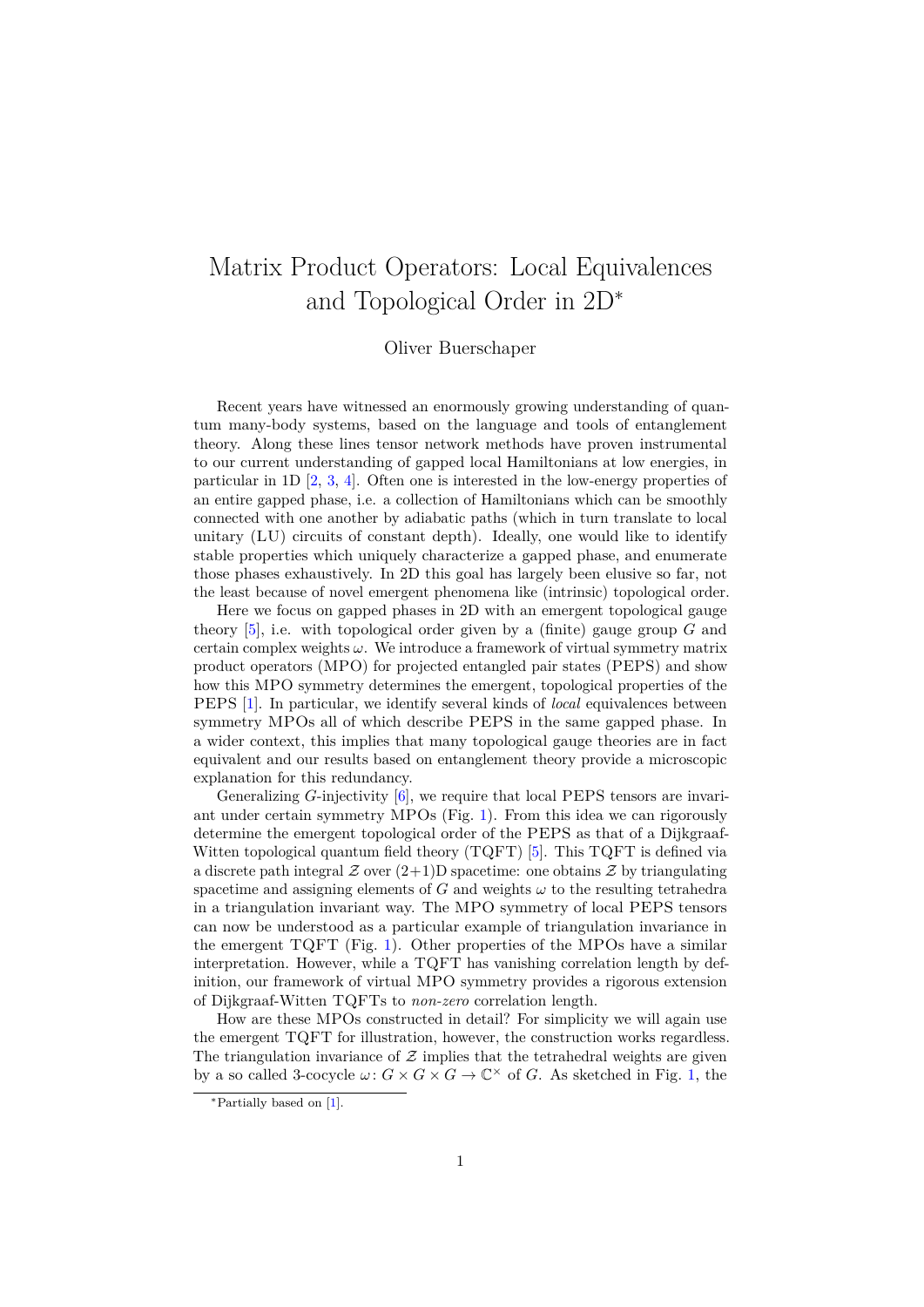# Matrix Product Operators: Local Equivalences and Topological Order in 2D*

Oliver Buerschaper

Recent years have witnessed an enormously growing understanding of quantum many-body systems, based on the language and tools of entanglement theory. Along these lines tensor network methods have proven instrumental to our current understanding of gapped local Hamiltonians at low energies, in particular in 1D [2, 3, 4]. Often one is interested in the low-energy properties of an entire gapped phase, i.e. a collection of Hamiltonians which can be smoothly connected with one another by adiabatic paths (which in turn translate to local unitary (LU) circuits of constant depth). Ideally, one would like to identify stable properties which uniquely characterize a gapped phase, and enumerate those phases exhaustively. In 2D this goal has largely been elusive so far, not the least because of novel emergent phenomena like (intrinsic) topological order.

Here we focus on gapped phases in 2D with an emergent topological gauge theory [5], i.e. with topological order given by a (finite) gauge group $G$ and certain complex weights $\omega$. We introduce a framework of virtual symmetry matrix product operators (MPO) for projected entangled pair states (PEPS) and show how this MPO symmetry determines the emergent, topological properties of the PEPS [1]. In particular, we identify several kinds of *local* equivalences between symmetry MPOs all of which describe PEPS in the same gapped phase. In a wider context, this implies that many topological gauge theories are in fact equivalent and our results based on entanglement theory provide a microscopic explanation for this redundancy.

Generalizing $G$-injectivity [6], we require that local PEPS tensors are invariant under certain symmetry MPOs (Fig. 1). From this idea we can rigorously determine the emergent topological order of the PEPS as that of a Dijkgraaf-Witten topological quantum field theory (TQFT) [5]. This TQFT is defined via a discrete path integral $\mathcal{Z}$ over (2+1)D spacetime: one obtains $\mathcal{Z}$ by triangulating spacetime and assigning elements of $G$ and weights $\omega$ to the resulting tetrahedra in a triangulation invariant way. The MPO symmetry of local PEPS tensors can now be understood as a particular example of triangulation invariance in the emergent TQFT (Fig. 1). Other properties of the MPOs have a similar interpretation. However, while a TQFT has vanishing correlation length by definition, our framework of virtual MPO symmetry provides a rigorous extension of Dijkgraaf-Witten TQFTs to *non-zero* correlation length.

How are these MPOs constructed in detail? For simplicity we will again use the emergent TQFT for illustration, however, the construction works regardless. The triangulation invariance of $\mathcal{Z}$ implies that the tetrahedral weights are given by a so called 3-cocycle $\omega\colon G \times G \times G \to \mathbb{C}^\times$ of $G$. As sketched in Fig. 1, the

*Partially based on [1].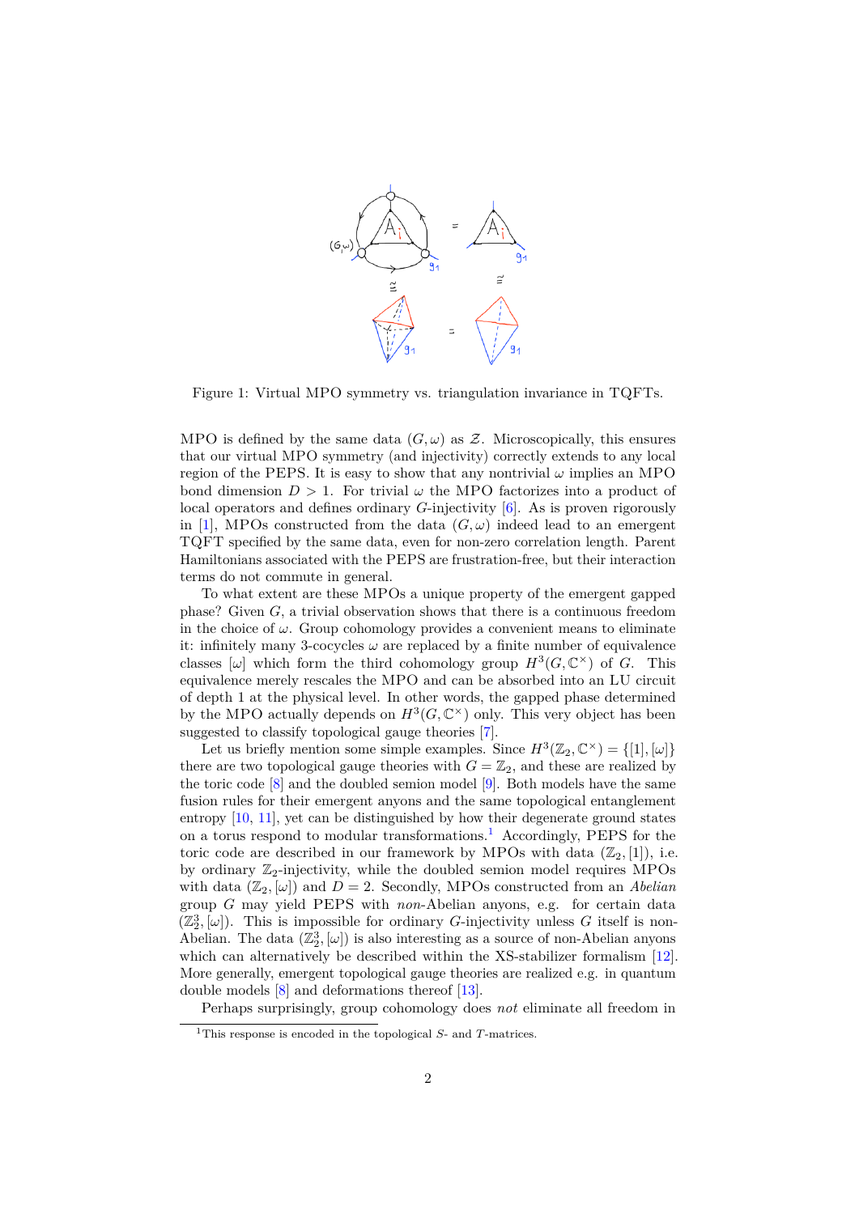Figure 1: Virtual MPO symmetry vs. triangulation invariance in TQFTs.

MPO is defined by the same data $(G, \omega)$ as $\mathcal{Z}$. Microscopically, this ensures that our virtual MPO symmetry (and injectivity) correctly extends to any local region of the PEPS. It is easy to show that any nontrivial $\omega$ implies an MPO bond dimension $D > 1$. For trivial $\omega$ the MPO factorizes into a product of local operators and defines ordinary $G$-injectivity [6]. As is proven rigorously in [1], MPOs constructed from the data $(G, \omega)$ indeed lead to an emergent TQFT specified by the same data, even for non-zero correlation length. Parent Hamiltonians associated with the PEPS are frustration-free, but their interaction terms do not commute in general.

To what extent are these MPOs a unique property of the emergent gapped phase? Given $G$, a trivial observation shows that there is a continuous freedom in the choice of $\omega$. Group cohomology provides a convenient means to eliminate it: infinitely many 3-cocycles $\omega$ are replaced by a finite number of equivalence classes $[\omega]$ which form the third cohomology group $H^3(G, \mathbb{C}^\times)$ of $G$. This equivalence merely rescales the MPO and can be absorbed into an LU circuit of depth 1 at the physical level. In other words, the gapped phase determined by the MPO actually depends on $H^3(G, \mathbb{C}^\times)$ only. This very object has been suggested to classify topological gauge theories [7].

Let us briefly mention some simple examples. Since $H^3(\mathbb{Z}_2, \mathbb{C}^\times) = \{[1], [\omega]\}$ there are two topological gauge theories with $G = \mathbb{Z}_2$, and these are realized by the toric code [8] and the doubled semion model [9]. Both models have the same fusion rules for their emergent anyons and the same topological entanglement entropy [10, 11], yet can be distinguished by how their degenerate ground states on a torus respond to modular transformations.[1] Accordingly, PEPS for the toric code are described in our framework by MPOs with data $(\mathbb{Z}_2, [1])$, i.e. by ordinary $\mathbb{Z}_2$-injectivity, while the doubled semion model requires MPOs with data $(\mathbb{Z}_2, [\omega])$ and $D = 2$. Secondly, MPOs constructed from an *Abelian* group $G$ may yield PEPS with *non*-Abelian anyons, e.g. for certain data $(\mathbb{Z}_2^3, [\omega])$. This is impossible for ordinary $G$-injectivity unless $G$ itself is non-Abelian. The data $(\mathbb{Z}_2^3, [\omega])$ is also interesting as a source of non-Abelian anyons which can alternatively be described within the XS-stabilizer formalism [12]. More generally, emergent topological gauge theories are realized e.g. in quantum double models [8] and deformations thereof [13].

Perhaps surprisingly, group cohomology does *not* eliminate all freedom in

[1] This response is encoded in the topological $S$- and $T$-matrices.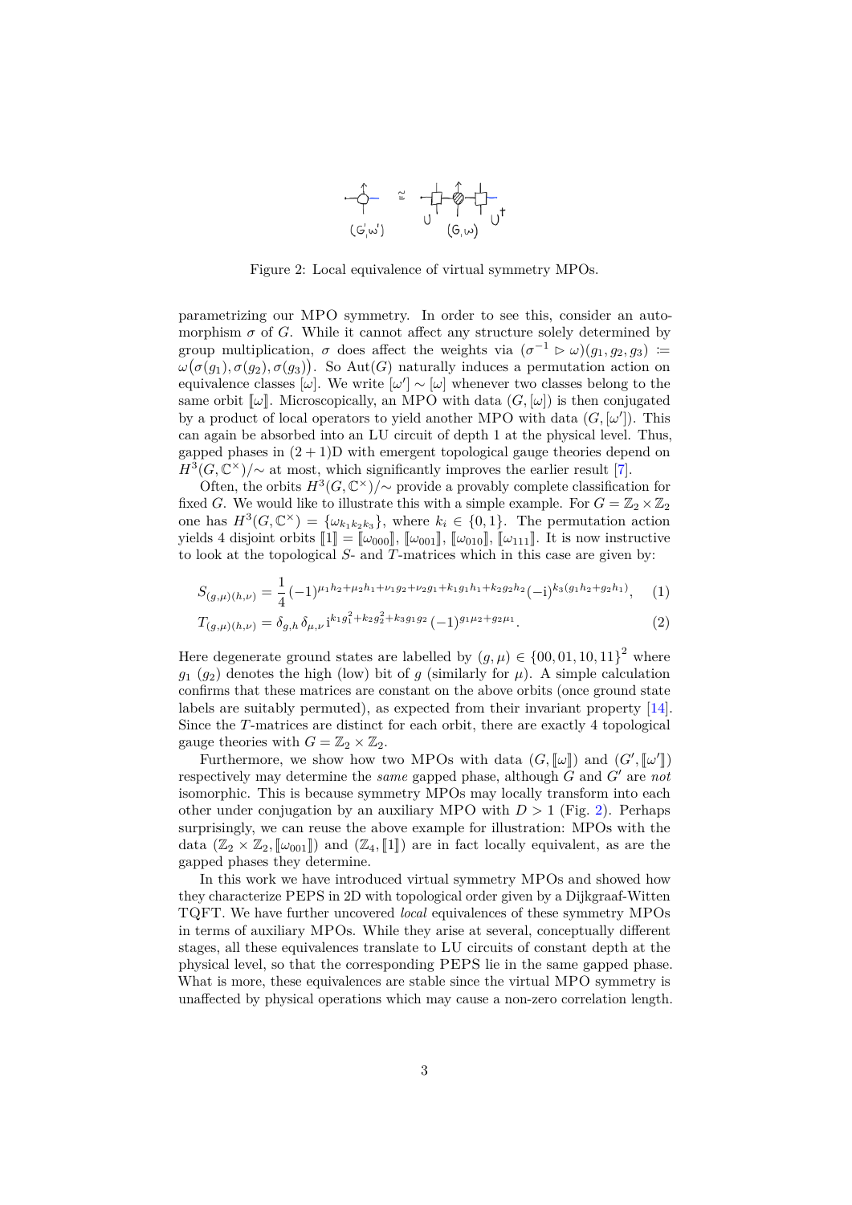Figure 2: Local equivalence of virtual symmetry MPOs.

parametrizing our MPO symmetry. In order to see this, consider an automorphism $\sigma$ of $G$. While it cannot affect any structure solely determined by group multiplication, $\sigma$ does affect the weights via $(\sigma^{-1} \triangleright \omega)(g_1, g_2, g_3) := \omega(\sigma(g_1), \sigma(g_2), \sigma(g_3))$. So $\mathrm{Aut}(G)$ naturally induces a permutation action on equivalence classes $[\omega]$. We write $[\omega'] \sim [\omega]$ whenever two classes belong to the same orbit $[\![\omega]\!]$. Microscopically, an MPO with data $(G, [\omega])$ is then conjugated by a product of local operators to yield another MPO with data $(G, [\omega'])$. This can again be absorbed into an LU circuit of depth 1 at the physical level. Thus, gapped phases in $(2+1)$D with emergent topological gauge theories depend on $H^3(G, \mathbb{C}^\times)/\sim$ at most, which significantly improves the earlier result [7].

Often, the orbits $H^3(G, \mathbb{C}^\times)/\sim$ provide a provably complete classification for fixed $G$. We would like to illustrate this with a simple example. For $G = \mathbb{Z}_2 \times \mathbb{Z}_2$ one has $H^3(G, \mathbb{C}^\times) = \{\omega_{k_1 k_2 k_3}\}$, where $k_i \in \{0, 1\}$. The permutation action yields 4 disjoint orbits $[\![1]\!] = [\![\omega_{000}]\!]$, $[\![\omega_{001}]\!]$, $[\![\omega_{010}]\!]$, $[\![\omega_{111}]\!]$. It is now instructive to look at the topological $S$- and $T$-matrices which in this case are given by:

$$S_{(g,\mu)(h,\nu)} = \frac{1}{4}(-1)^{\mu_1 h_2 + \mu_2 h_1 + \nu_1 g_2 + \nu_2 g_1 + k_1 g_1 h_1 + k_2 g_2 h_2}(-\mathrm{i})^{k_3(g_1 h_2 + g_2 h_1)}, \quad (1)$$

$$T_{(g,\mu)(h,\nu)} = \delta_{g,h}\, \delta_{\mu,\nu}\, \mathrm{i}^{k_1 g_1^2 + k_2 g_2^2 + k_3 g_1 g_2}\, (-1)^{g_1 \mu_2 + g_2 \mu_1}. \quad (2)$$

Here degenerate ground states are labelled by $(g, \mu) \in \{00, 01, 10, 11\}^2$ where $g_1$ ($g_2$) denotes the high (low) bit of $g$ (similarly for $\mu$). A simple calculation confirms that these matrices are constant on the above orbits (once ground state labels are suitably permuted), as expected from their invariant property [14]. Since the $T$-matrices are distinct for each orbit, there are exactly 4 topological gauge theories with $G = \mathbb{Z}_2 \times \mathbb{Z}_2$.

Furthermore, we show how two MPOs with data $(G, [\![\omega]\!])$ and $(G', [\![\omega']\!])$ respectively may determine the *same* gapped phase, although $G$ and $G'$ are *not* isomorphic. This is because symmetry MPOs may locally transform into each other under conjugation by an auxiliary MPO with $D > 1$ (Fig. 2). Perhaps surprisingly, we can reuse the above example for illustration: MPOs with the data $(\mathbb{Z}_2 \times \mathbb{Z}_2, [\![\omega_{001}]\!])$ and $(\mathbb{Z}_4, [\![1]\!])$ are in fact locally equivalent, as are the gapped phases they determine.

In this work we have introduced virtual symmetry MPOs and showed how they characterize PEPS in 2D with topological order given by a Dijkgraaf-Witten TQFT. We have further uncovered *local* equivalences of these symmetry MPOs in terms of auxiliary MPOs. While they arise at several, conceptually different stages, all these equivalences translate to LU circuits of constant depth at the physical level, so that the corresponding PEPS lie in the same gapped phase. What is more, these equivalences are stable since the virtual MPO symmetry is unaffected by physical operations which may cause a non-zero correlation length.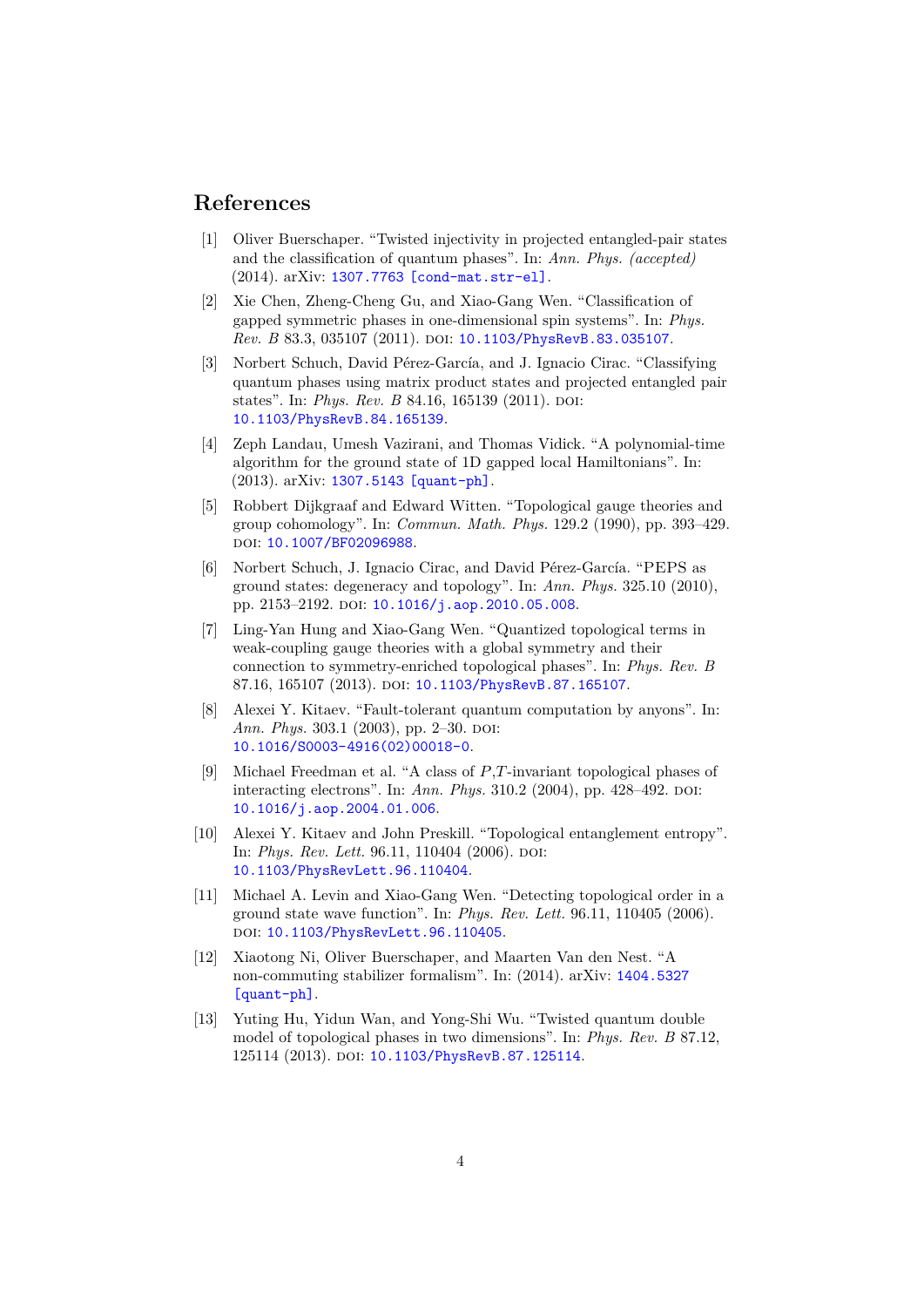## References

[1] Oliver Buerschaper. “Twisted injectivity in projected entangled-pair states and the classification of quantum phases”. In: *Ann. Phys. (accepted)* (2014). arXiv: 1307.7763 [cond-mat.str-el].

[2] Xie Chen, Zheng-Cheng Gu, and Xiao-Gang Wen. “Classification of gapped symmetric phases in one-dimensional spin systems”. In: *Phys. Rev. B* 83.3, 035107 (2011). DOI: 10.1103/PhysRevB.83.035107.

[3] Norbert Schuch, David Pérez-García, and J. Ignacio Cirac. “Classifying quantum phases using matrix product states and projected entangled pair states”. In: *Phys. Rev. B* 84.16, 165139 (2011). DOI: 10.1103/PhysRevB.84.165139.

[4] Zeph Landau, Umesh Vazirani, and Thomas Vidick. “A polynomial-time algorithm for the ground state of 1D gapped local Hamiltonians”. In: (2013). arXiv: 1307.5143 [quant-ph].

[5] Robbert Dijkgraaf and Edward Witten. “Topological gauge theories and group cohomology”. In: *Commun. Math. Phys.* 129.2 (1990), pp. 393–429. DOI: 10.1007/BF02096988.

[6] Norbert Schuch, J. Ignacio Cirac, and David Pérez-García. “PEPS as ground states: degeneracy and topology”. In: *Ann. Phys.* 325.10 (2010), pp. 2153–2192. DOI: 10.1016/j.aop.2010.05.008.

[7] Ling-Yan Hung and Xiao-Gang Wen. “Quantized topological terms in weak-coupling gauge theories with a global symmetry and their connection to symmetry-enriched topological phases”. In: *Phys. Rev. B* 87.16, 165107 (2013). DOI: 10.1103/PhysRevB.87.165107.

[8] Alexei Y. Kitaev. “Fault-tolerant quantum computation by anyons”. In: *Ann. Phys.* 303.1 (2003), pp. 2–30. DOI: 10.1016/S0003-4916(02)00018-0.

[9] Michael Freedman et al. “A class of $P$,$T$-invariant topological phases of interacting electrons”. In: *Ann. Phys.* 310.2 (2004), pp. 428–492. DOI: 10.1016/j.aop.2004.01.006.

[10] Alexei Y. Kitaev and John Preskill. “Topological entanglement entropy”. In: *Phys. Rev. Lett.* 96.11, 110404 (2006). DOI: 10.1103/PhysRevLett.96.110404.

[11] Michael A. Levin and Xiao-Gang Wen. “Detecting topological order in a ground state wave function”. In: *Phys. Rev. Lett.* 96.11, 110405 (2006). DOI: 10.1103/PhysRevLett.96.110405.

[12] Xiaotong Ni, Oliver Buerschaper, and Maarten Van den Nest. “A non-commuting stabilizer formalism”. In: (2014). arXiv: 1404.5327 [quant-ph].

[13] Yuting Hu, Yidun Wan, and Yong-Shi Wu. “Twisted quantum double model of topological phases in two dimensions”. In: *Phys. Rev. B* 87.12, 125114 (2013). DOI: 10.1103/PhysRevB.87.125114.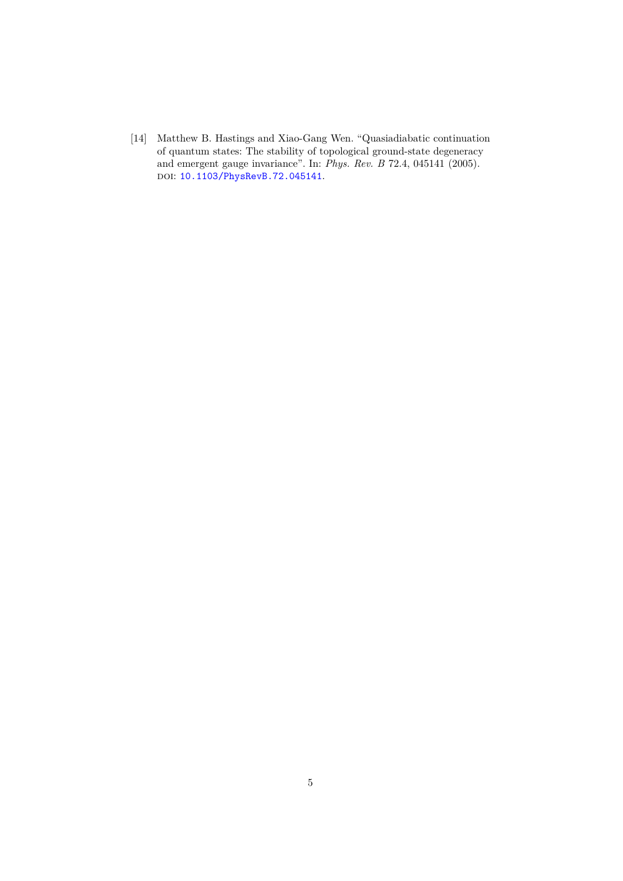[14] Matthew B. Hastings and Xiao-Gang Wen. "Quasiadiabatic continuation of quantum states: The stability of topological ground-state degeneracy and emergent gauge invariance". In: *Phys. Rev. B* 72.4, 045141 (2005). DOI: 10.1103/PhysRevB.72.045141.